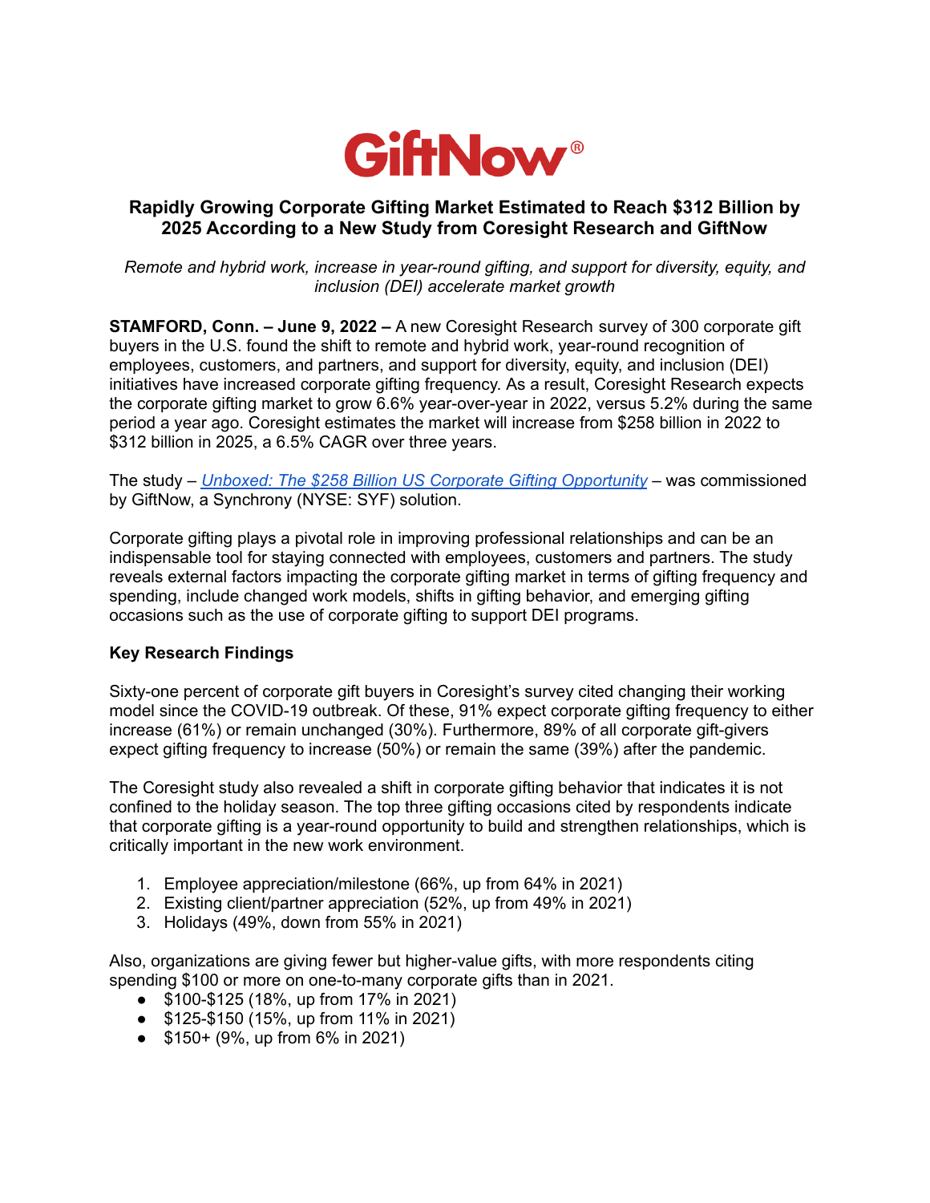GiftNow®

# Rapidly Growing Corporate Gifting Market Estimated to Reach $312 Billion by 2025 According to a New Study from Coresight Research and GiftNow

*Remote and hybrid work, increase in year-round gifting, and support for diversity, equity, and inclusion (DEI) accelerate market growth*

**STAMFORD, Conn. – June 9, 2022 –** A new Coresight Research survey of 300 corporate gift buyers in the U.S. found the shift to remote and hybrid work, year-round recognition of employees, customers, and partners, and support for diversity, equity, and inclusion (DEI) initiatives have increased corporate gifting frequency. As a result, Coresight Research expects the corporate gifting market to grow 6.6% year-over-year in 2022, versus 5.2% during the same period a year ago. Coresight estimates the market will increase from $258 billion in 2022 to $312 billion in 2025, a 6.5% CAGR over three years.

The study – *Unboxed: The $258 Billion US Corporate Gifting Opportunity* – was commissioned by GiftNow, a Synchrony (NYSE: SYF) solution.

Corporate gifting plays a pivotal role in improving professional relationships and can be an indispensable tool for staying connected with employees, customers and partners. The study reveals external factors impacting the corporate gifting market in terms of gifting frequency and spending, include changed work models, shifts in gifting behavior, and emerging gifting occasions such as the use of corporate gifting to support DEI programs.

**Key Research Findings**

Sixty-one percent of corporate gift buyers in Coresight's survey cited changing their working model since the COVID-19 outbreak. Of these, 91% expect corporate gifting frequency to either increase (61%) or remain unchanged (30%). Furthermore, 89% of all corporate gift-givers expect gifting frequency to increase (50%) or remain the same (39%) after the pandemic.

The Coresight study also revealed a shift in corporate gifting behavior that indicates it is not confined to the holiday season. The top three gifting occasions cited by respondents indicate that corporate gifting is a year-round opportunity to build and strengthen relationships, which is critically important in the new work environment.

1. Employee appreciation/milestone (66%, up from 64% in 2021)
2. Existing client/partner appreciation (52%, up from 49% in 2021)
3. Holidays (49%, down from 55% in 2021)

Also, organizations are giving fewer but higher-value gifts, with more respondents citing spending $100 or more on one-to-many corporate gifts than in 2021.

- $100-$125 (18%, up from 17% in 2021)
- $125-$150 (15%, up from 11% in 2021)
- $150+ (9%, up from 6% in 2021)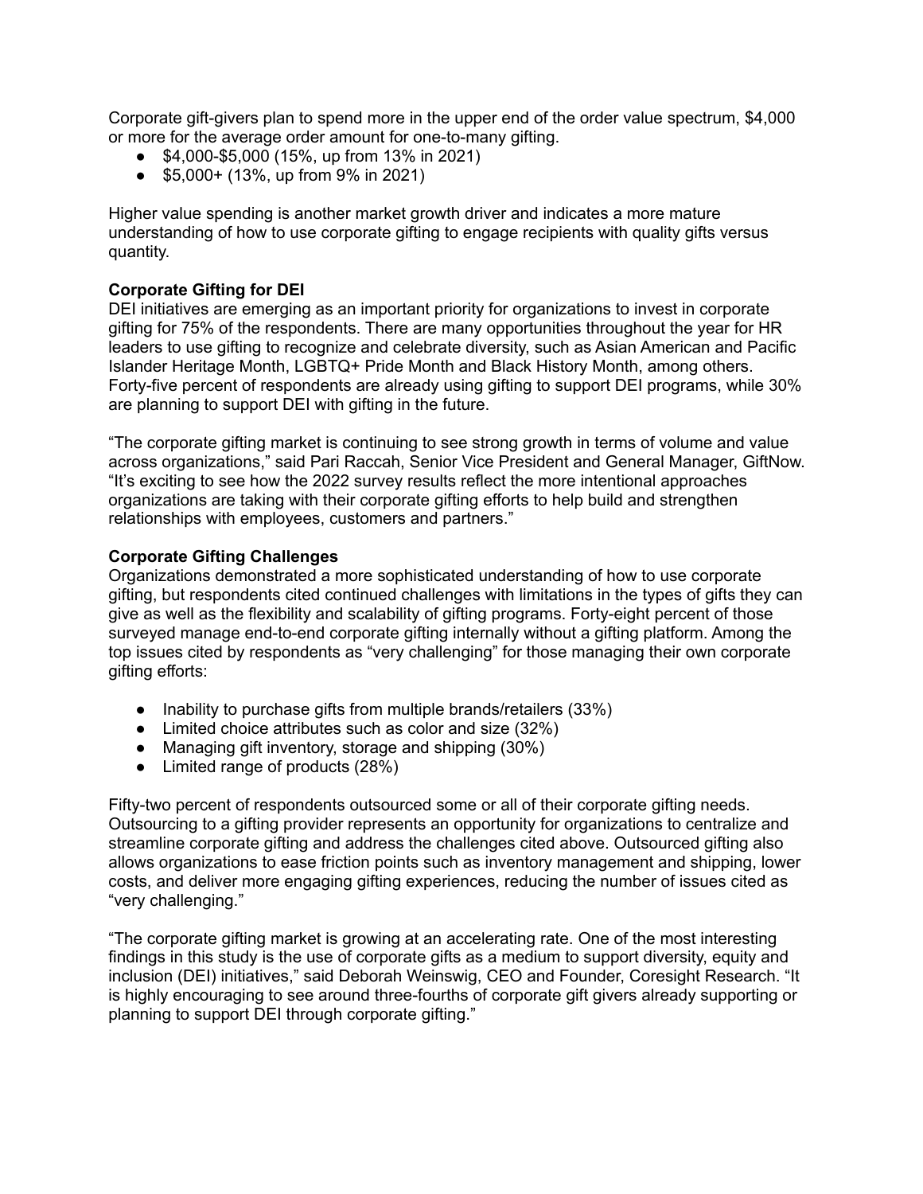Corporate gift-givers plan to spend more in the upper end of the order value spectrum, $4,000 or more for the average order amount for one-to-many gifting.

- $4,000-$5,000 (15%, up from 13% in 2021)
- $5,000+ (13%, up from 9% in 2021)

Higher value spending is another market growth driver and indicates a more mature understanding of how to use corporate gifting to engage recipients with quality gifts versus quantity.

**Corporate Gifting for DEI**

DEI initiatives are emerging as an important priority for organizations to invest in corporate gifting for 75% of the respondents. There are many opportunities throughout the year for HR leaders to use gifting to recognize and celebrate diversity, such as Asian American and Pacific Islander Heritage Month, LGBTQ+ Pride Month and Black History Month, among others. Forty-five percent of respondents are already using gifting to support DEI programs, while 30% are planning to support DEI with gifting in the future.

"The corporate gifting market is continuing to see strong growth in terms of volume and value across organizations," said Pari Raccah, Senior Vice President and General Manager, GiftNow. "It's exciting to see how the 2022 survey results reflect the more intentional approaches organizations are taking with their corporate gifting efforts to help build and strengthen relationships with employees, customers and partners."

**Corporate Gifting Challenges**

Organizations demonstrated a more sophisticated understanding of how to use corporate gifting, but respondents cited continued challenges with limitations in the types of gifts they can give as well as the flexibility and scalability of gifting programs. Forty-eight percent of those surveyed manage end-to-end corporate gifting internally without a gifting platform. Among the top issues cited by respondents as "very challenging" for those managing their own corporate gifting efforts:

- Inability to purchase gifts from multiple brands/retailers (33%)
- Limited choice attributes such as color and size (32%)
- Managing gift inventory, storage and shipping (30%)
- Limited range of products (28%)

Fifty-two percent of respondents outsourced some or all of their corporate gifting needs. Outsourcing to a gifting provider represents an opportunity for organizations to centralize and streamline corporate gifting and address the challenges cited above. Outsourced gifting also allows organizations to ease friction points such as inventory management and shipping, lower costs, and deliver more engaging gifting experiences, reducing the number of issues cited as "very challenging."

"The corporate gifting market is growing at an accelerating rate. One of the most interesting findings in this study is the use of corporate gifts as a medium to support diversity, equity and inclusion (DEI) initiatives," said Deborah Weinswig, CEO and Founder, Coresight Research. "It is highly encouraging to see around three-fourths of corporate gift givers already supporting or planning to support DEI through corporate gifting."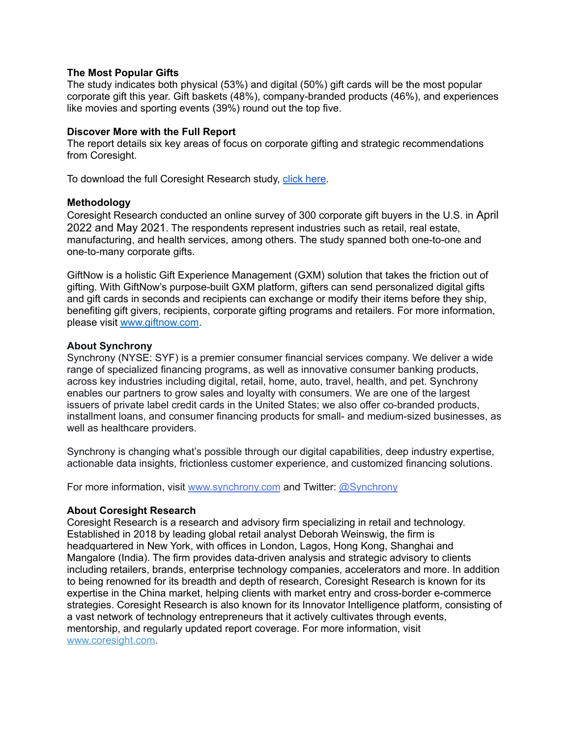**The Most Popular Gifts**

The study indicates both physical (53%) and digital (50%) gift cards will be the most popular corporate gift this year. Gift baskets (48%), company-branded products (46%), and experiences like movies and sporting events (39%) round out the top five.

**Discover More with the Full Report**

The report details six key areas of focus on corporate gifting and strategic recommendations from Coresight.

To download the full Coresight Research study, [click here](#).

**Methodology**

Coresight Research conducted an online survey of 300 corporate gift buyers in the U.S. in April 2022 and May 2021. The respondents represent industries such as retail, real estate, manufacturing, and health services, among others. The study spanned both one-to-one and one-to-many corporate gifts.

GiftNow is a holistic Gift Experience Management (GXM) solution that takes the friction out of gifting. With GiftNow's purpose-built GXM platform, gifters can send personalized digital gifts and gift cards in seconds and recipients can exchange or modify their items before they ship, benefiting gift givers, recipients, corporate gifting programs and retailers. For more information, please visit [www.giftnow.com](http://www.giftnow.com).

**About Synchrony**

Synchrony (NYSE: SYF) is a premier consumer financial services company. We deliver a wide range of specialized financing programs, as well as innovative consumer banking products, across key industries including digital, retail, home, auto, travel, health, and pet. Synchrony enables our partners to grow sales and loyalty with consumers. We are one of the largest issuers of private label credit cards in the United States; we also offer co-branded products, installment loans, and consumer financing products for small- and medium-sized businesses, as well as healthcare providers.

Synchrony is changing what's possible through our digital capabilities, deep industry expertise, actionable data insights, frictionless customer experience, and customized financing solutions.

For more information, visit [www.synchrony.com](http://www.synchrony.com) and Twitter: [@Synchrony](#)

**About Coresight Research**

Coresight Research is a research and advisory firm specializing in retail and technology. Established in 2018 by leading global retail analyst Deborah Weinswig, the firm is headquartered in New York, with offices in London, Lagos, Hong Kong, Shanghai and Mangalore (India). The firm provides data-driven analysis and strategic advisory to clients including retailers, brands, enterprise technology companies, accelerators and more. In addition to being renowned for its breadth and depth of research, Coresight Research is known for its expertise in the China market, helping clients with market entry and cross-border e-commerce strategies. Coresight Research is also known for its Innovator Intelligence platform, consisting of a vast network of technology entrepreneurs that it actively cultivates through events, mentorship, and regularly updated report coverage. For more information, visit [www.coresight.com](http://www.coresight.com).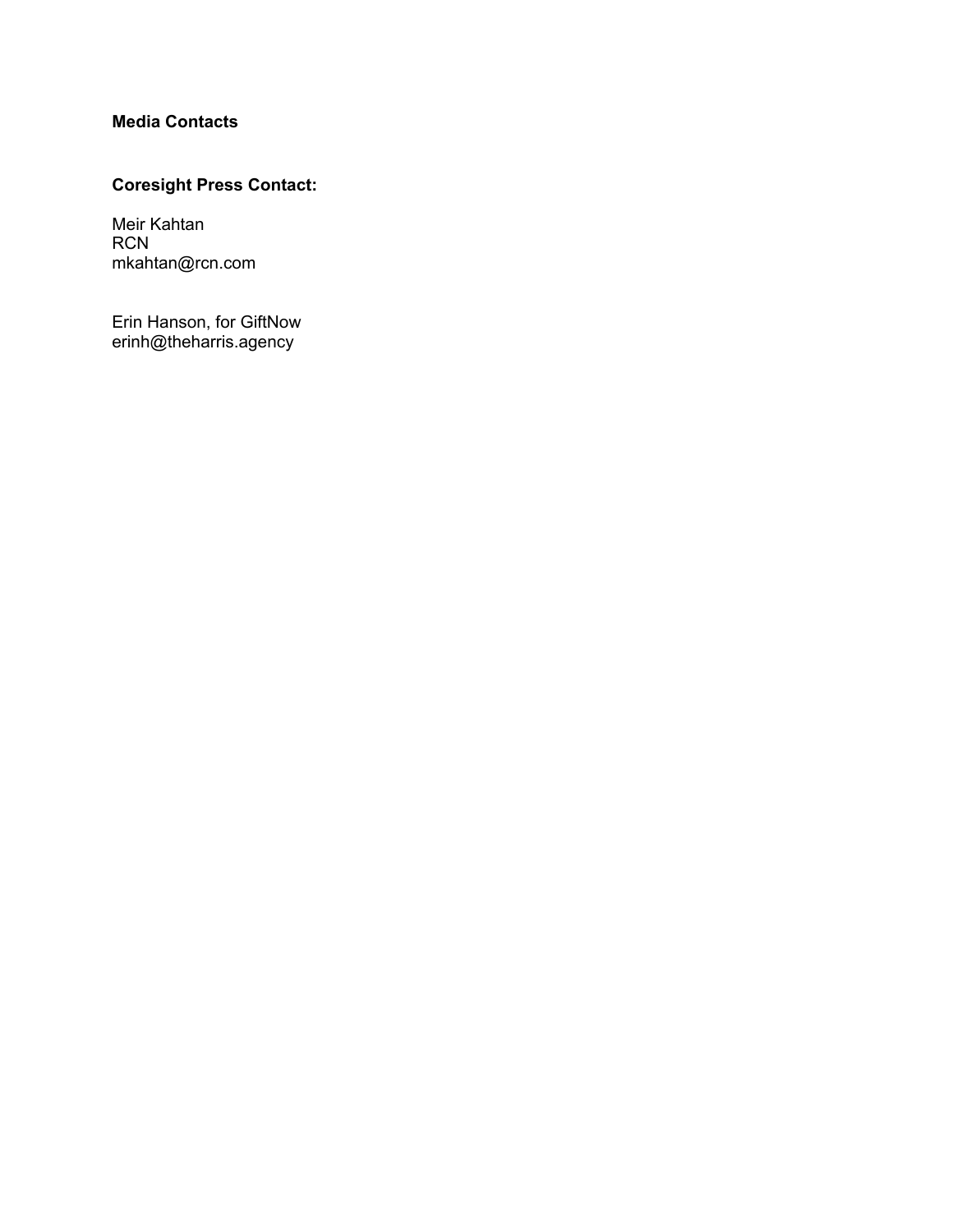**Media Contacts**

**Coresight Press Contact:**

Meir Kahtan
RCN
mkahtan@rcn.com

Erin Hanson, for GiftNow
erinh@theharris.agency